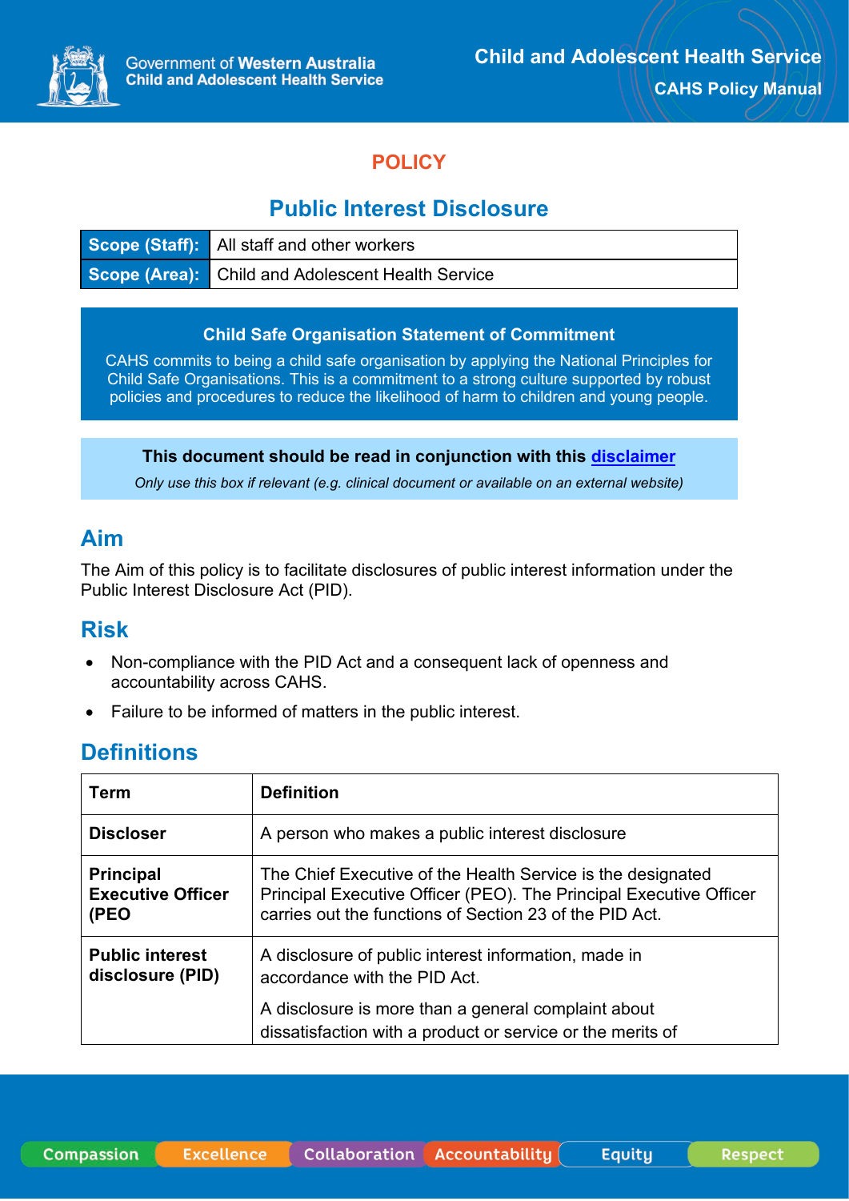# POLICY

## Public Interest Disclosure

| Scope (Staff): | All staff and other workers |
|---|---|
| Scope (Area): | Child and Adolescent Health Service |

**Child Safe Organisation Statement of Commitment**

CAHS commits to being a child safe organisation by applying the National Principles for Child Safe Organisations. This is a commitment to a strong culture supported by robust policies and procedures to reduce the likelihood of harm to children and young people.

**This document should be read in conjunction with this disclaimer**

*Only use this box if relevant (e.g. clinical document or available on an external website)*

## Aim

The Aim of this policy is to facilitate disclosures of public interest information under the Public Interest Disclosure Act (PID).

## Risk

- Non-compliance with the PID Act and a consequent lack of openness and accountability across CAHS.
- Failure to be informed of matters in the public interest.

## Definitions

| Term | Definition |
|---|---|
| **Discloser** | A person who makes a public interest disclosure |
| **Principal Executive Officer (PEO** | The Chief Executive of the Health Service is the designated Principal Executive Officer (PEO). The Principal Executive Officer carries out the functions of Section 23 of the PID Act. |
| **Public interest disclosure (PID)** | A disclosure of public interest information, made in accordance with the PID Act.<br><br>A disclosure is more than a general complaint about dissatisfaction with a product or service or the merits of |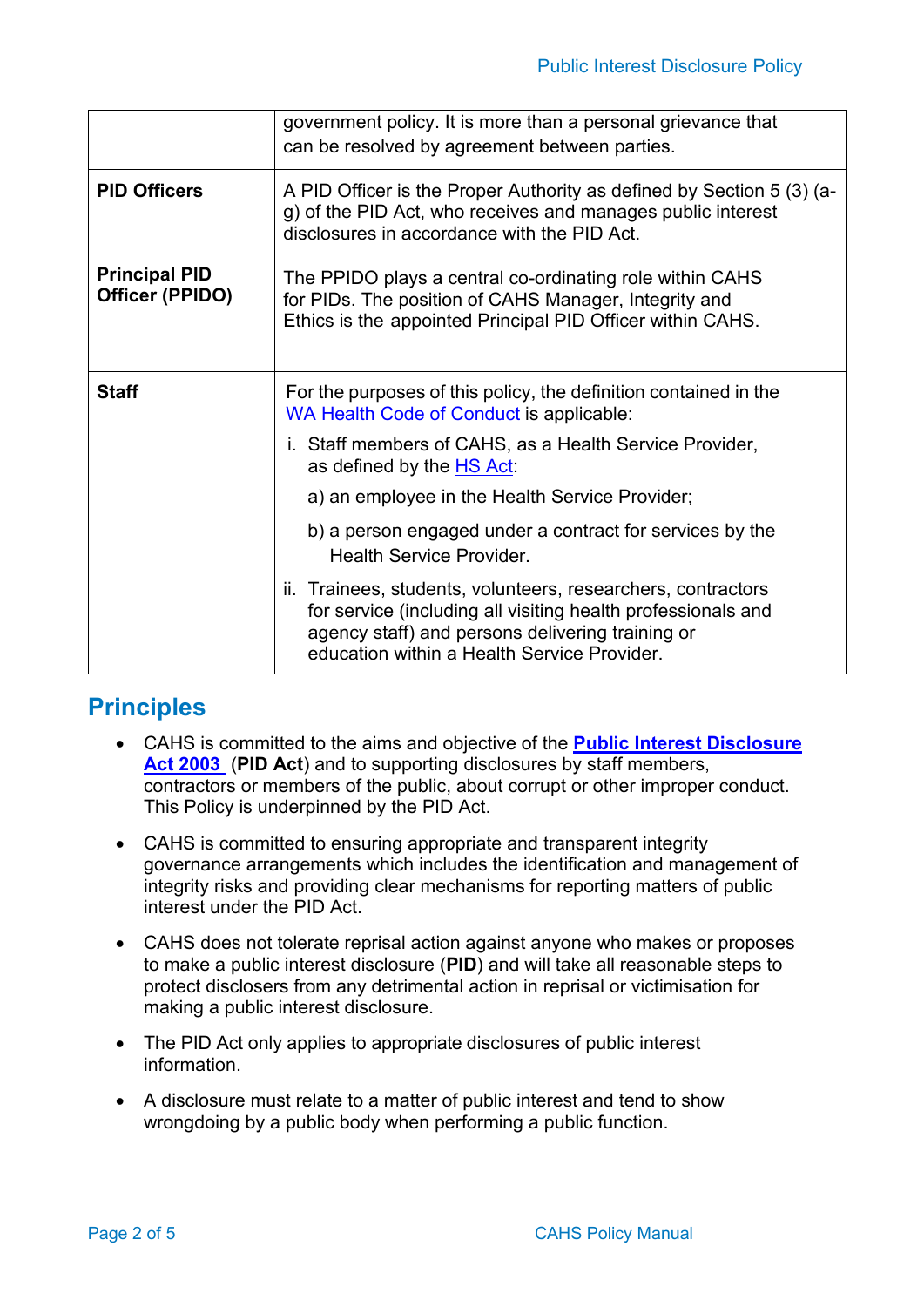| | |
|---|---|
| | government policy. It is more than a personal grievance that can be resolved by agreement between parties. |
| **PID Officers** | A PID Officer is the Proper Authority as defined by Section 5 (3) (a-g) of the PID Act, who receives and manages public interest disclosures in accordance with the PID Act. |
| **Principal PID Officer (PPIDO)** | The PPIDO plays a central co-ordinating role within CAHS for PIDs. The position of CAHS Manager, Integrity and Ethics is the appointed Principal PID Officer within CAHS. |
| **Staff** | For the purposes of this policy, the definition contained in the WA Health Code of Conduct is applicable:<br>i. Staff members of CAHS, as a Health Service Provider, as defined by the HS Act:<br>a) an employee in the Health Service Provider;<br>b) a person engaged under a contract for services by the Health Service Provider.<br>ii. Trainees, students, volunteers, researchers, contractors for service (including all visiting health professionals and agency staff) and persons delivering training or education within a Health Service Provider. |

## Principles

- CAHS is committed to the aims and objective of the **Public Interest Disclosure Act 2003** (**PID Act**) and to supporting disclosures by staff members, contractors or members of the public, about corrupt or other improper conduct. This Policy is underpinned by the PID Act.
- CAHS is committed to ensuring appropriate and transparent integrity governance arrangements which includes the identification and management of integrity risks and providing clear mechanisms for reporting matters of public interest under the PID Act.
- CAHS does not tolerate reprisal action against anyone who makes or proposes to make a public interest disclosure (**PID**) and will take all reasonable steps to protect disclosers from any detrimental action in reprisal or victimisation for making a public interest disclosure.
- The PID Act only applies to appropriate disclosures of public interest information.
- A disclosure must relate to a matter of public interest and tend to show wrongdoing by a public body when performing a public function.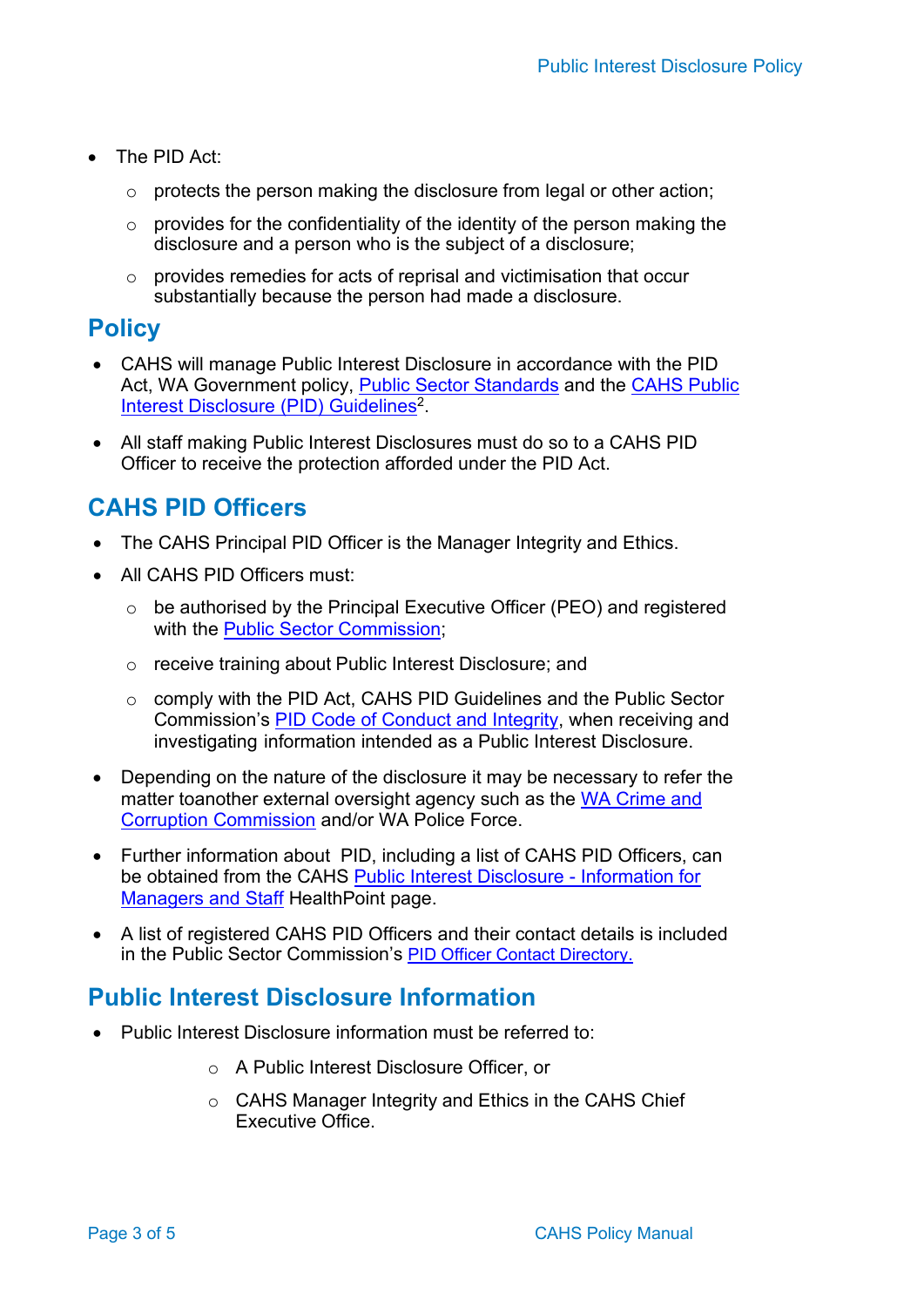- The PID Act:
  - protects the person making the disclosure from legal or other action;
  - provides for the confidentiality of the identity of the person making the disclosure and a person who is the subject of a disclosure;
  - provides remedies for acts of reprisal and victimisation that occur substantially because the person had made a disclosure.

## Policy

- CAHS will manage Public Interest Disclosure in accordance with the PID Act, WA Government policy, Public Sector Standards and the CAHS Public Interest Disclosure (PID) Guidelines[2].
- All staff making Public Interest Disclosures must do so to a CAHS PID Officer to receive the protection afforded under the PID Act.

## CAHS PID Officers

- The CAHS Principal PID Officer is the Manager Integrity and Ethics.
- All CAHS PID Officers must:
  - be authorised by the Principal Executive Officer (PEO) and registered with the Public Sector Commission;
  - receive training about Public Interest Disclosure; and
  - comply with the PID Act, CAHS PID Guidelines and the Public Sector Commission's PID Code of Conduct and Integrity, when receiving and investigating information intended as a Public Interest Disclosure.
- Depending on the nature of the disclosure it may be necessary to refer the matter toanother external oversight agency such as the WA Crime and Corruption Commission and/or WA Police Force.
- Further information about PID, including a list of CAHS PID Officers, can be obtained from the CAHS Public Interest Disclosure - Information for Managers and Staff HealthPoint page.
- A list of registered CAHS PID Officers and their contact details is included in the Public Sector Commission's PID Officer Contact Directory.

## Public Interest Disclosure Information

- Public Interest Disclosure information must be referred to:
  - A Public Interest Disclosure Officer, or
  - CAHS Manager Integrity and Ethics in the CAHS Chief Executive Office.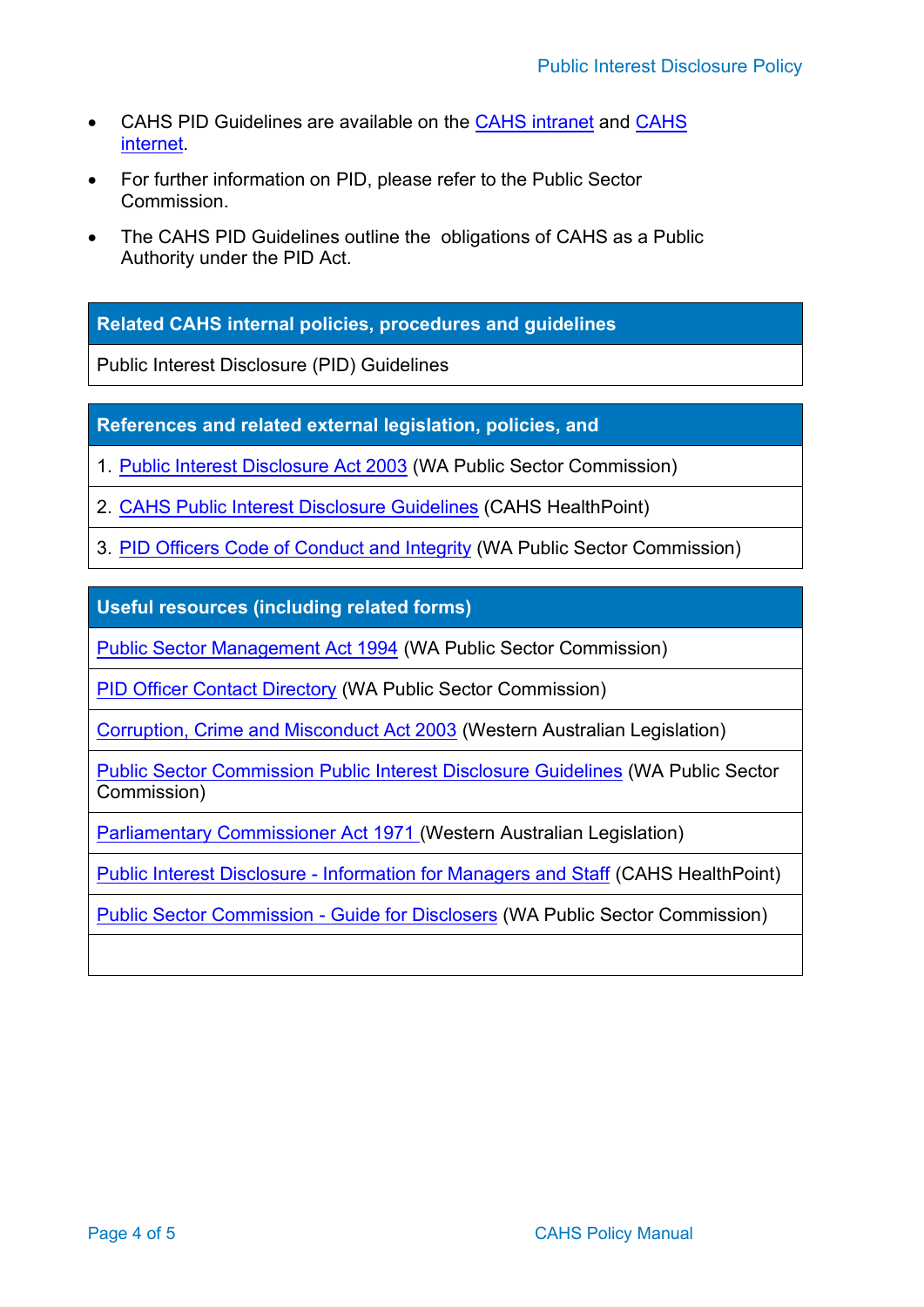- CAHS PID Guidelines are available on the CAHS intranet and CAHS internet.
- For further information on PID, please refer to the Public Sector Commission.
- The CAHS PID Guidelines outline the obligations of CAHS as a Public Authority under the PID Act.

| Related CAHS internal policies, procedures and guidelines |
| --- |
| Public Interest Disclosure (PID) Guidelines |

| References and related external legislation, policies, and |
| --- |
| 1. Public Interest Disclosure Act 2003 (WA Public Sector Commission) |
| 2. CAHS Public Interest Disclosure Guidelines (CAHS HealthPoint) |
| 3. PID Officers Code of Conduct and Integrity (WA Public Sector Commission) |

| Useful resources (including related forms) |
| --- |
| Public Sector Management Act 1994 (WA Public Sector Commission) |
| PID Officer Contact Directory (WA Public Sector Commission) |
| Corruption, Crime and Misconduct Act 2003 (Western Australian Legislation) |
| Public Sector Commission Public Interest Disclosure Guidelines (WA Public Sector Commission) |
| Parliamentary Commissioner Act 1971 (Western Australian Legislation) |
| Public Interest Disclosure - Information for Managers and Staff (CAHS HealthPoint) |
| Public Sector Commission - Guide for Disclosers (WA Public Sector Commission) |
| |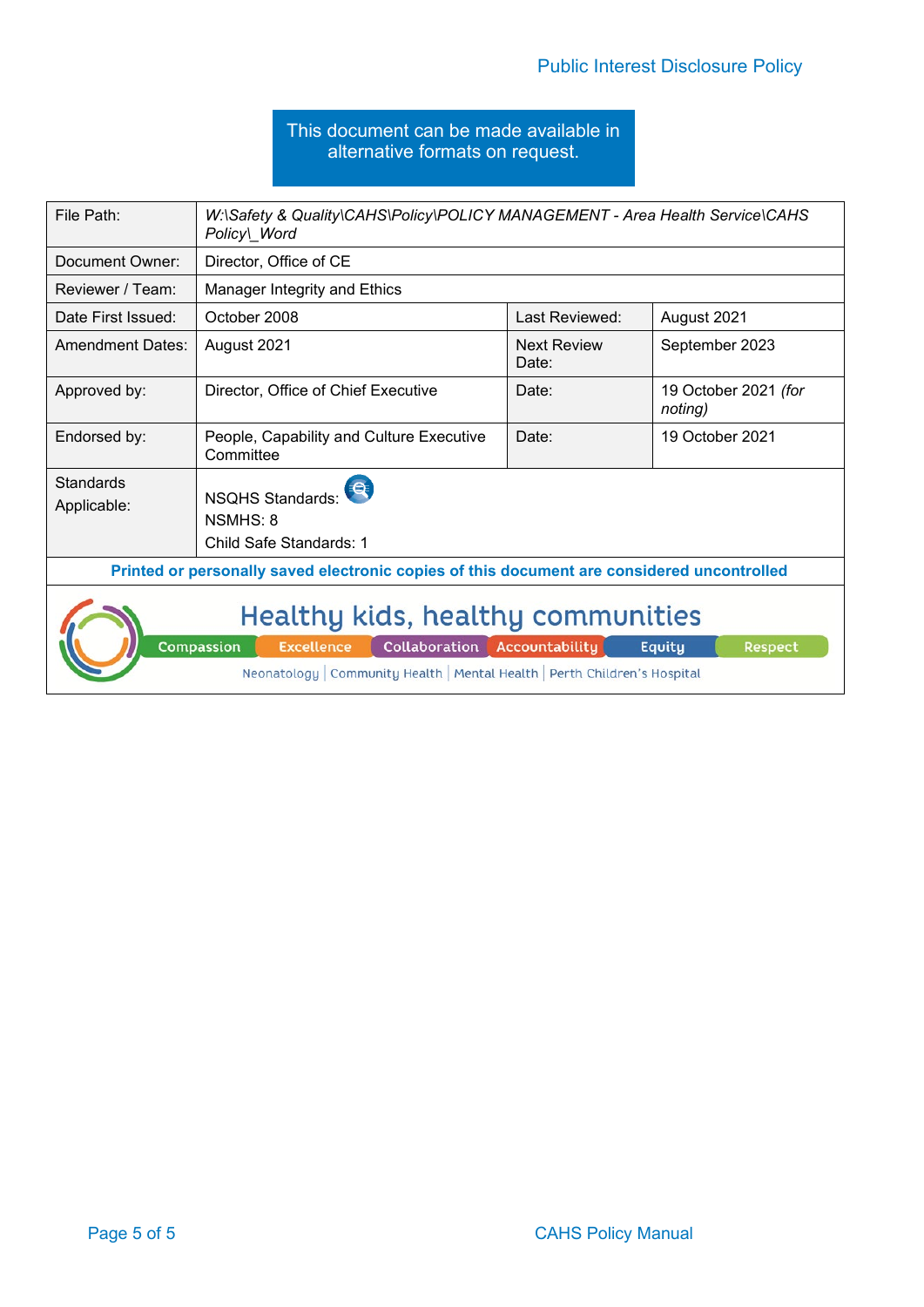This document can be made available in alternative formats on request.

| | | | |
|---|---|---|---|
| File Path: | *W:\Safety & Quality\CAHS\Policy\POLICY MANAGEMENT - Area Health Service\CAHS Policy\_Word* | | |
| Document Owner: | Director, Office of CE | | |
| Reviewer / Team: | Manager Integrity and Ethics | | |
| Date First Issued: | October 2008 | Last Reviewed: | August 2021 |
| Amendment Dates: | August 2021 | Next Review Date: | September 2023 |
| Approved by: | Director, Office of Chief Executive | Date: | 19 October 2021 *(for noting)* |
| Endorsed by: | People, Capability and Culture Executive Committee | Date: | 19 October 2021 |
| Standards Applicable: | NSQHS Standards: <br> NSMHS: 8 <br> Child Safe Standards: 1 | | |

**Printed or personally saved electronic copies of this document are considered uncontrolled**

Healthy kids, healthy communities

Compassion | Excellence | Collaboration | Accountability | Equity | Respect

Neonatology | Community Health | Mental Health | Perth Children's Hospital